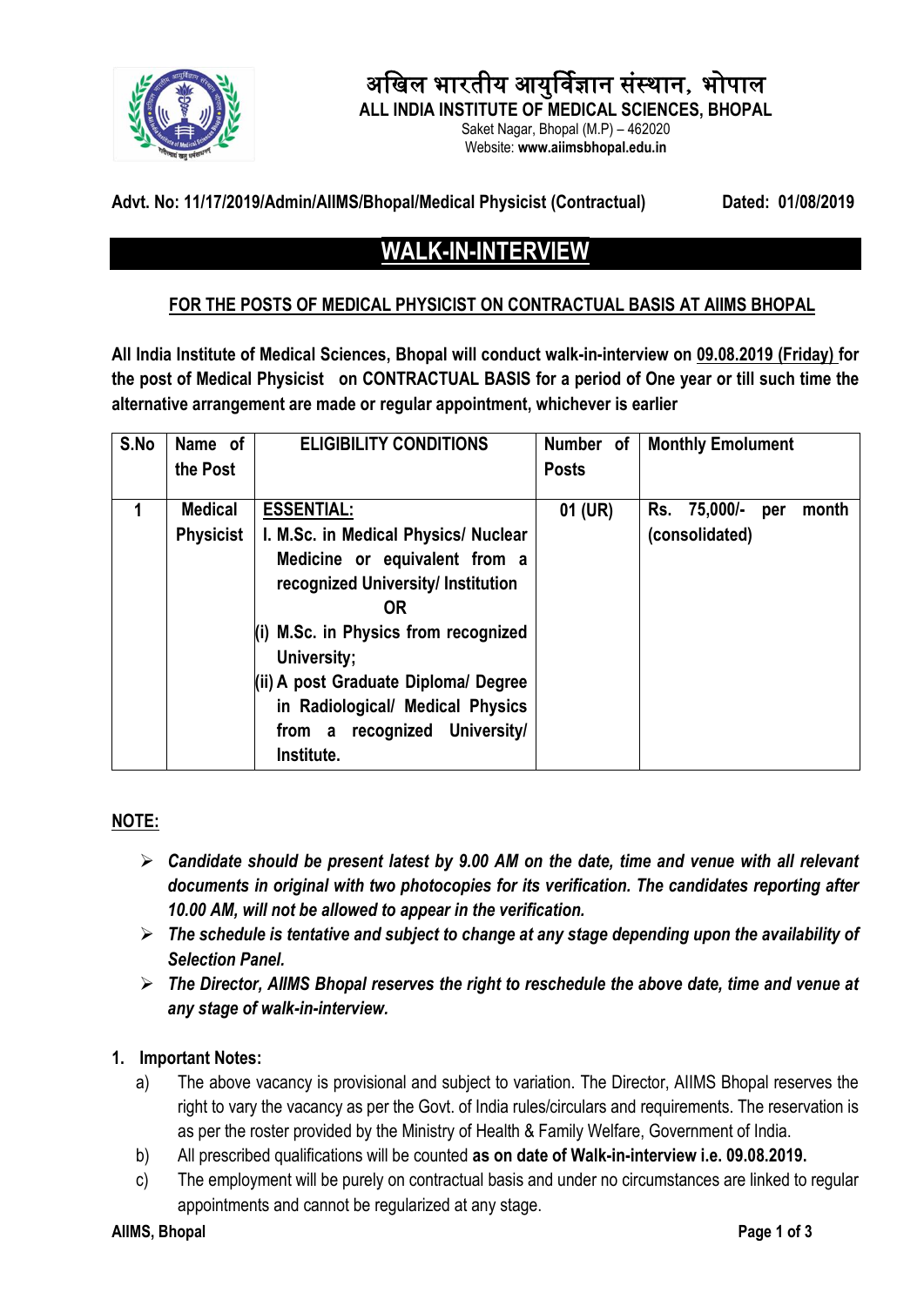# अखिल भारतीय आयुर्विज्ञान संस्थान, भोपाल

## ALL INDIA INSTITUTE OF MEDICAL SCIENCES, BHOPAL

Saket Nagar, Bhopal (M.P) – 462020

Website: **www.aiimsbhopal.edu.in**

**Advt. No: 11/17/2019/Admin/AIIMS/Bhopal/Medical Physicist (Contractual)** **Dated: 01/08/2019**

## WALK-IN-INTERVIEW

### FOR THE POSTS OF MEDICAL PHYSICIST ON CONTRACTUAL BASIS AT AIIMS BHOPAL

**All India Institute of Medical Sciences, Bhopal will conduct walk-in-interview on 09.08.2019 (Friday) for the post of Medical Physicist on CONTRACTUAL BASIS for a period of One year or till such time the alternative arrangement are made or regular appointment, whichever is earlier**

| S.No | Name of the Post | ELIGIBILITY CONDITIONS | Number of Posts | Monthly Emolument |
|---|---|---|---|---|
| 1 | Medical Physicist | **ESSENTIAL:** I. M.Sc. in Medical Physics/ Nuclear Medicine or equivalent from a recognized University/ Institution **OR** (i) M.Sc. in Physics from recognized University; (ii) A post Graduate Diploma/ Degree in Radiological/ Medical Physics from a recognized University/ Institute. | 01 (UR) | Rs. 75,000/- per month (consolidated) |

**NOTE:**

- ***Candidate should be present latest by 9.00 AM on the date, time and venue with all relevant documents in original with two photocopies for its verification. The candidates reporting after 10.00 AM, will not be allowed to appear in the verification.***
- ***The schedule is tentative and subject to change at any stage depending upon the availability of Selection Panel.***
- ***The Director, AIIMS Bhopal reserves the right to reschedule the above date, time and venue at any stage of walk-in-interview.***

**1. Important Notes:**

a) The above vacancy is provisional and subject to variation. The Director, AIIMS Bhopal reserves the right to vary the vacancy as per the Govt. of India rules/circulars and requirements. The reservation is as per the roster provided by the Ministry of Health & Family Welfare, Government of India.

b) All prescribed qualifications will be counted **as on date of Walk-in-interview i.e. 09.08.2019.**

c) The employment will be purely on contractual basis and under no circumstances are linked to regular appointments and cannot be regularized at any stage.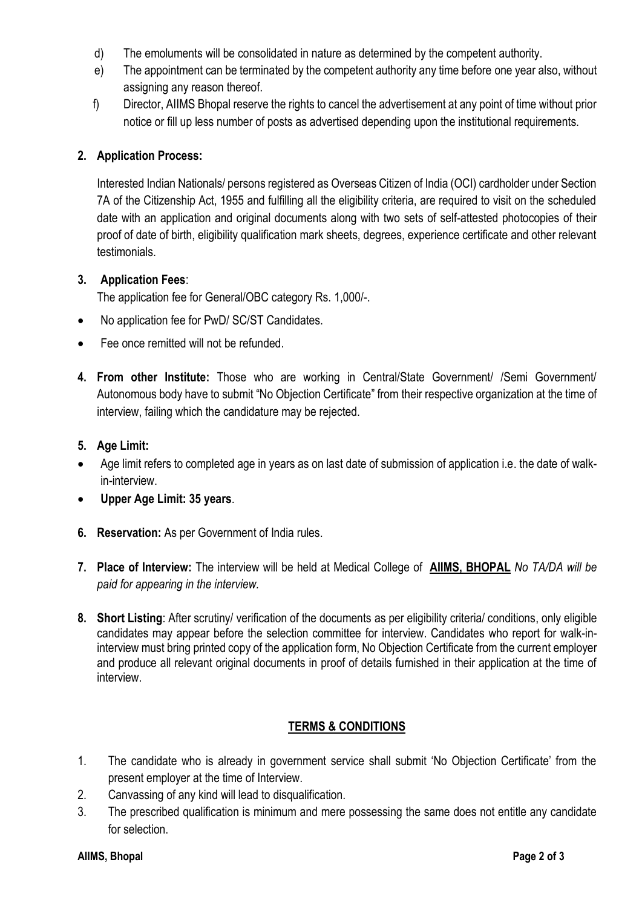d) The emoluments will be consolidated in nature as determined by the competent authority.

e) The appointment can be terminated by the competent authority any time before one year also, without assigning any reason thereof.

f) Director, AIIMS Bhopal reserve the rights to cancel the advertisement at any point of time without prior notice or fill up less number of posts as advertised depending upon the institutional requirements.

**2. Application Process:**

Interested Indian Nationals/ persons registered as Overseas Citizen of India (OCI) cardholder under Section 7A of the Citizenship Act, 1955 and fulfilling all the eligibility criteria, are required to visit on the scheduled date with an application and original documents along with two sets of self-attested photocopies of their proof of date of birth, eligibility qualification mark sheets, degrees, experience certificate and other relevant testimonials.

**3. Application Fees**:

The application fee for General/OBC category Rs. 1,000/-.

- No application fee for PwD/ SC/ST Candidates.
- Fee once remitted will not be refunded.

**4. From other Institute:** Those who are working in Central/State Government/ /Semi Government/ Autonomous body have to submit "No Objection Certificate" from their respective organization at the time of interview, failing which the candidature may be rejected.

**5. Age Limit:**

- Age limit refers to completed age in years as on last date of submission of application i.e. the date of walk-in-interview.
- **Upper Age Limit: 35 years**.

**6. Reservation:** As per Government of India rules.

**7. Place of Interview:** The interview will be held at Medical College of **AIIMS, BHOPAL** *No TA/DA will be paid for appearing in the interview.*

**8. Short Listing**: After scrutiny/ verification of the documents as per eligibility criteria/ conditions, only eligible candidates may appear before the selection committee for interview. Candidates who report for walk-in-interview must bring printed copy of the application form, No Objection Certificate from the current employer and produce all relevant original documents in proof of details furnished in their application at the time of interview.

## TERMS & CONDITIONS

1. The candidate who is already in government service shall submit 'No Objection Certificate' from the present employer at the time of Interview.
2. Canvassing of any kind will lead to disqualification.
3. The prescribed qualification is minimum and mere possessing the same does not entitle any candidate for selection.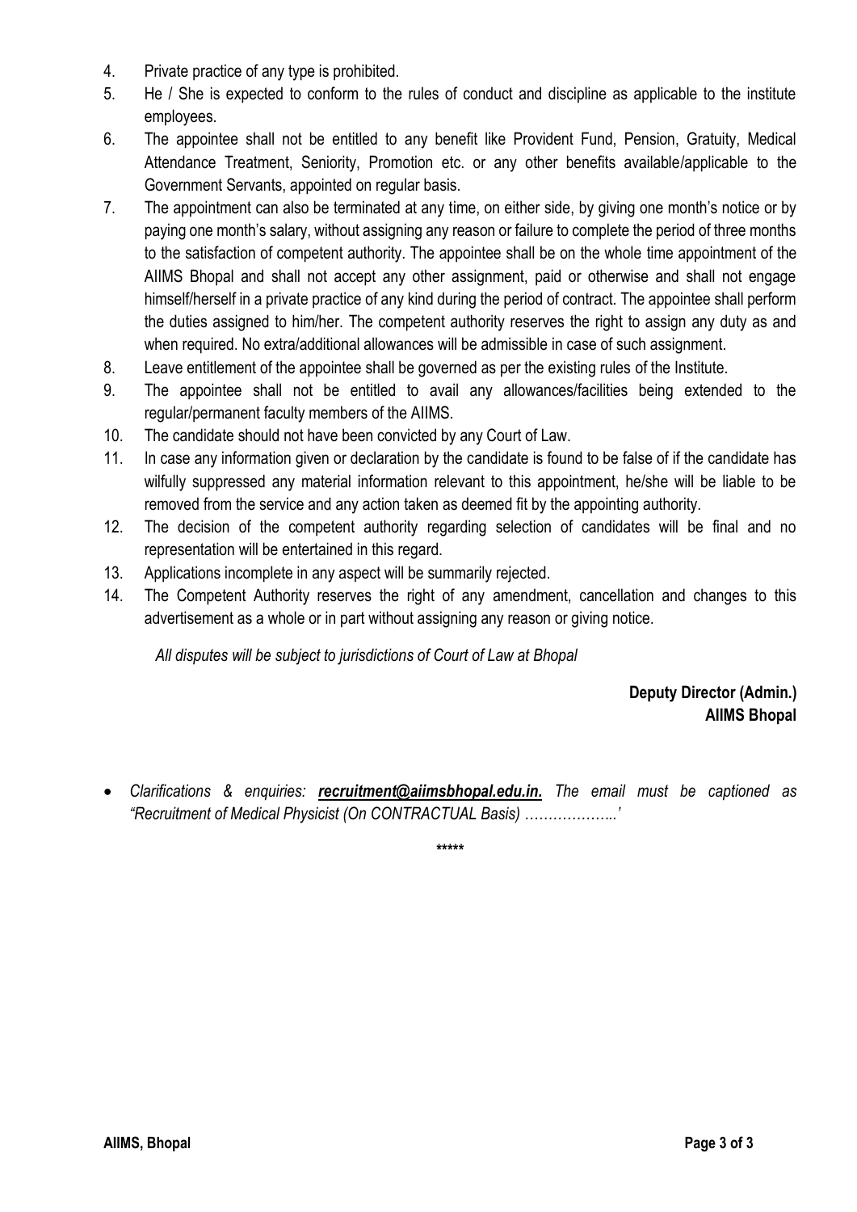4. Private practice of any type is prohibited.
5. He / She is expected to conform to the rules of conduct and discipline as applicable to the institute employees.
6. The appointee shall not be entitled to any benefit like Provident Fund, Pension, Gratuity, Medical Attendance Treatment, Seniority, Promotion etc. or any other benefits available/applicable to the Government Servants, appointed on regular basis.
7. The appointment can also be terminated at any time, on either side, by giving one month's notice or by paying one month's salary, without assigning any reason or failure to complete the period of three months to the satisfaction of competent authority. The appointee shall be on the whole time appointment of the AIIMS Bhopal and shall not accept any other assignment, paid or otherwise and shall not engage himself/herself in a private practice of any kind during the period of contract. The appointee shall perform the duties assigned to him/her. The competent authority reserves the right to assign any duty as and when required. No extra/additional allowances will be admissible in case of such assignment.
8. Leave entitlement of the appointee shall be governed as per the existing rules of the Institute.
9. The appointee shall not be entitled to avail any allowances/facilities being extended to the regular/permanent faculty members of the AIIMS.
10. The candidate should not have been convicted by any Court of Law.
11. In case any information given or declaration by the candidate is found to be false of if the candidate has wilfully suppressed any material information relevant to this appointment, he/she will be liable to be removed from the service and any action taken as deemed fit by the appointing authority.
12. The decision of the competent authority regarding selection of candidates will be final and no representation will be entertained in this regard.
13. Applications incomplete in any aspect will be summarily rejected.
14. The Competent Authority reserves the right of any amendment, cancellation and changes to this advertisement as a whole or in part without assigning any reason or giving notice.

*All disputes will be subject to jurisdictions of Court of Law at Bhopal*

**Deputy Director (Admin.)**
**AIIMS Bhopal**

- *Clarifications & enquiries:* ***recruitment@aiimsbhopal.edu.in.*** *The email must be captioned as "Recruitment of Medical Physicist (On CONTRACTUAL Basis) ………………..'*

*****